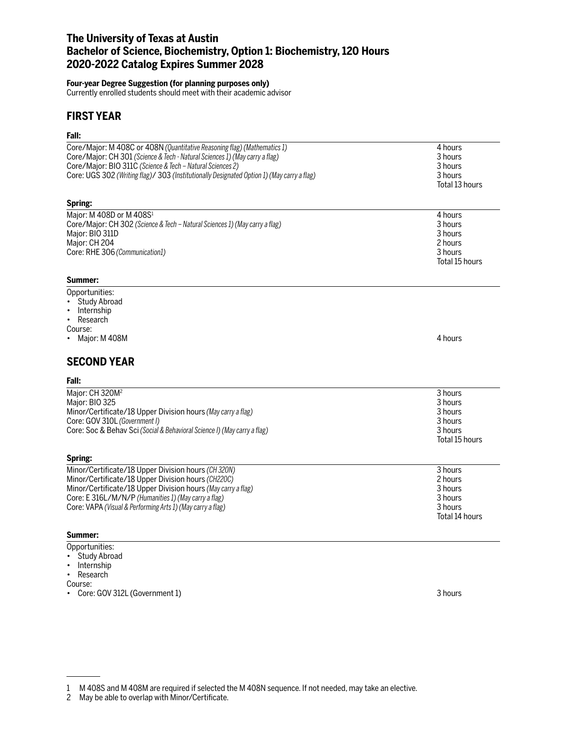# The University of Texas at Austin
# Bachelor of Science, Biochemistry, Option 1: Biochemistry, 120 Hours
# 2020-2022 Catalog Expires Summer 2028

**Four-year Degree Suggestion (for planning purposes only)**
Currently enrolled students should meet with their academic advisor

## FIRST YEAR

### Fall:

| | |
|---|---|
| Core/Major: M 408C or 408N *(Quantitative Reasoning flag) (Mathematics 1)* | 4 hours |
| Core/Major: CH 301 *(Science & Tech - Natural Sciences 1) (May carry a flag)* | 3 hours |
| Core/Major: BIO 311C *(Science & Tech – Natural Sciences 2)* | 3 hours |
| Core: UGS 302 *(Writing flag)*/ 303 *(Institutionally Designated Option 1) (May carry a flag)* | 3 hours |
| | Total 13 hours |

### Spring:

| | |
|---|---|
| Major: M 408D or M 408S[1] | 4 hours |
| Core/Major: CH 302 *(Science & Tech – Natural Sciences 1) (May carry a flag)* | 3 hours |
| Major: BIO 311D | 3 hours |
| Major: CH 204 | 2 hours |
| Core: RHE 306 *(Communication1)* | 3 hours |
| | Total 15 hours |

### Summer:

Opportunities:
- Study Abroad
- Internship
- Research

Course:
- Major: M 408M — 4 hours

## SECOND YEAR

### Fall:

| | |
|---|---|
| Major: CH 320M[2] | 3 hours |
| Major: BIO 325 | 3 hours |
| Minor/Certificate/18 Upper Division hours *(May carry a flag)* | 3 hours |
| Core: GOV 310L *(Government I)* | 3 hours |
| Core: Soc & Behav Sci *(Social & Behavioral Science I) (May carry a flag)* | 3 hours |
| | Total 15 hours |

### Spring:

| | |
|---|---|
| Minor/Certificate/18 Upper Division hours *(CH 320N)* | 3 hours |
| Minor/Certificate/18 Upper Division hours *(CH220C)* | 2 hours |
| Minor/Certificate/18 Upper Division hours *(May carry a flag)* | 3 hours |
| Core: E 316L/M/N/P *(Humanities 1) (May carry a flag)* | 3 hours |
| Core: VAPA *(Visual & Performing Arts 1) (May carry a flag)* | 3 hours |
| | Total 14 hours |

### Summer:

Opportunities:
- Study Abroad
- Internship
- Research

Course:
- Core: GOV 312L (Government 1) — 3 hours

---

1 M 408S and M 408M are required if selected the M 408N sequence. If not needed, may take an elective.

2 May be able to overlap with Minor/Certificate.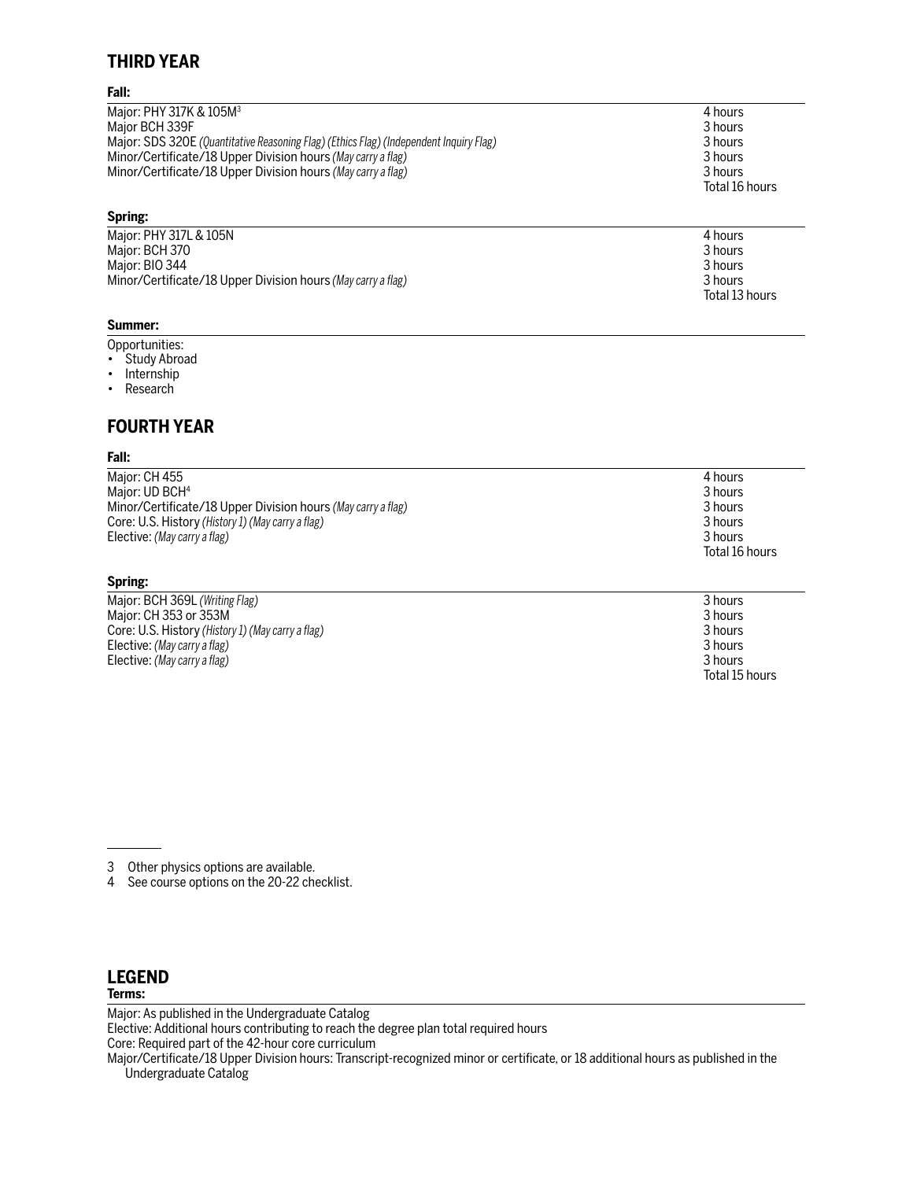## THIRD YEAR

**Fall:**

| | |
|---|---|
| Major: PHY 317K & 105M[3] | 4 hours |
| Major BCH 339F | 3 hours |
| Major: SDS 320E *(Quantitative Reasoning Flag) (Ethics Flag) (Independent Inquiry Flag)* | 3 hours |
| Minor/Certificate/18 Upper Division hours *(May carry a flag)* | 3 hours |
| Minor/Certificate/18 Upper Division hours *(May carry a flag)* | 3 hours |
| | Total 16 hours |

**Spring:**

| | |
|---|---|
| Major: PHY 317L & 105N | 4 hours |
| Major: BCH 370 | 3 hours |
| Major: BIO 344 | 3 hours |
| Minor/Certificate/18 Upper Division hours *(May carry a flag)* | 3 hours |
| | Total 13 hours |

**Summer:**

Opportunities:

- Study Abroad
- Internship
- Research

## FOURTH YEAR

**Fall:**

| | |
|---|---|
| Major: CH 455 | 4 hours |
| Major: UD BCH[4] | 3 hours |
| Minor/Certificate/18 Upper Division hours *(May carry a flag)* | 3 hours |
| Core: U.S. History *(History 1) (May carry a flag)* | 3 hours |
| Elective: *(May carry a flag)* | 3 hours |
| | Total 16 hours |

**Spring:**

| | |
|---|---|
| Major: BCH 369L *(Writing Flag)* | 3 hours |
| Major: CH 353 or 353M | 3 hours |
| Core: U.S. History *(History 1) (May carry a flag)* | 3 hours |
| Elective: *(May carry a flag)* | 3 hours |
| Elective: *(May carry a flag)* | 3 hours |
| | Total 15 hours |

3 Other physics options are available.

4 See course options on the 20-22 checklist.

## LEGEND

**Terms:**

Major: As published in the Undergraduate Catalog

Elective: Additional hours contributing to reach the degree plan total required hours

Core: Required part of the 42-hour core curriculum

Major/Certificate/18 Upper Division hours: Transcript-recognized minor or certificate, or 18 additional hours as published in the Undergraduate Catalog